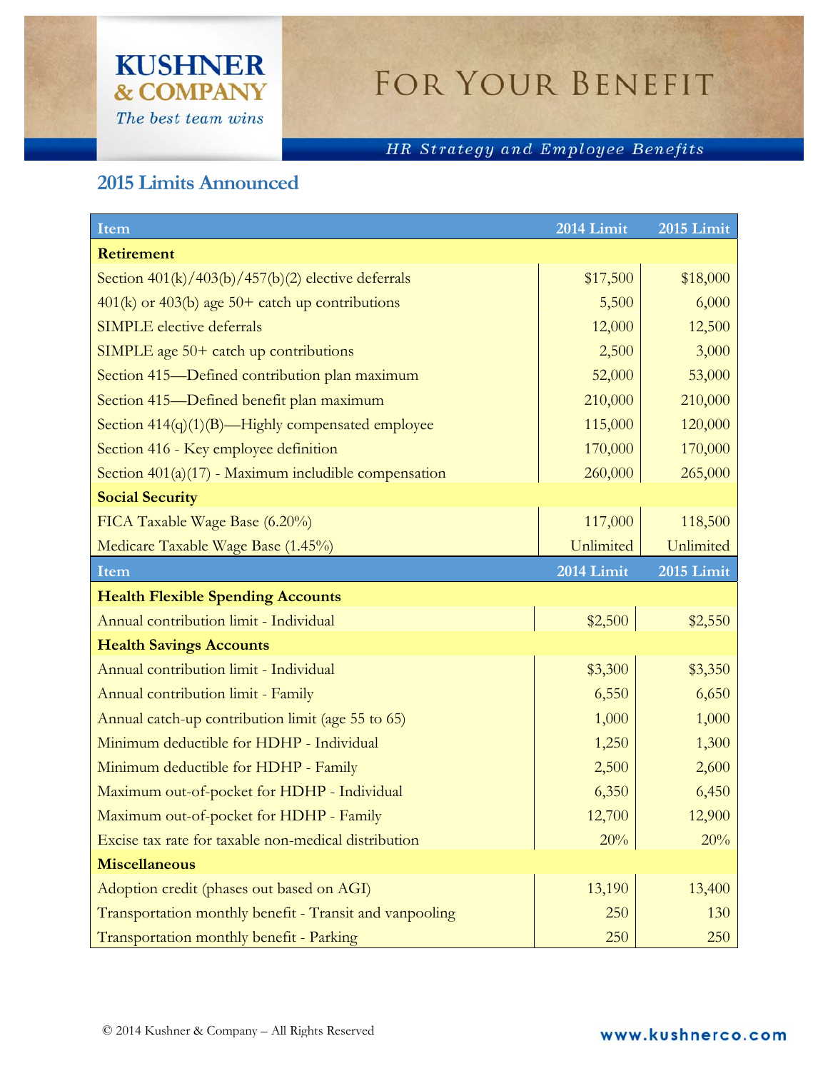KUSHNER & COMPANY

*The best team wins*

# For Your Benefit

*HR Strategy and Employee Benefits*

## 2015 Limits Announced

| Item | 2014 Limit | 2015 Limit |
|---|---|---|
| **Retirement** | | |
| Section 401(k)/403(b)/457(b)(2) elective deferrals | $17,500 | $18,000 |
| 401(k) or 403(b) age 50+ catch up contributions | 5,500 | 6,000 |
| SIMPLE elective deferrals | 12,000 | 12,500 |
| SIMPLE age 50+ catch up contributions | 2,500 | 3,000 |
| Section 415—Defined contribution plan maximum | 52,000 | 53,000 |
| Section 415—Defined benefit plan maximum | 210,000 | 210,000 |
| Section 414(q)(1)(B)—Highly compensated employee | 115,000 | 120,000 |
| Section 416 - Key employee definition | 170,000 | 170,000 |
| Section 401(a)(17) - Maximum includible compensation | 260,000 | 265,000 |
| **Social Security** | | |
| FICA Taxable Wage Base (6.20%) | 117,000 | 118,500 |
| Medicare Taxable Wage Base (1.45%) | Unlimited | Unlimited |

| Item | 2014 Limit | 2015 Limit |
|---|---|---|
| **Health Flexible Spending Accounts** | | |
| Annual contribution limit - Individual | $2,500 | $2,550 |
| **Health Savings Accounts** | | |
| Annual contribution limit - Individual | $3,300 | $3,350 |
| Annual contribution limit - Family | 6,550 | 6,650 |
| Annual catch-up contribution limit (age 55 to 65) | 1,000 | 1,000 |
| Minimum deductible for HDHP - Individual | 1,250 | 1,300 |
| Minimum deductible for HDHP - Family | 2,500 | 2,600 |
| Maximum out-of-pocket for HDHP - Individual | 6,350 | 6,450 |
| Maximum out-of-pocket for HDHP - Family | 12,700 | 12,900 |
| Excise tax rate for taxable non-medical distribution | 20% | 20% |
| **Miscellaneous** | | |
| Adoption credit (phases out based on AGI) | 13,190 | 13,400 |
| Transportation monthly benefit - Transit and vanpooling | 250 | 130 |
| Transportation monthly benefit - Parking | 250 | 250 |

© 2014 Kushner & Company – All Rights Reserved

www.kushnerco.com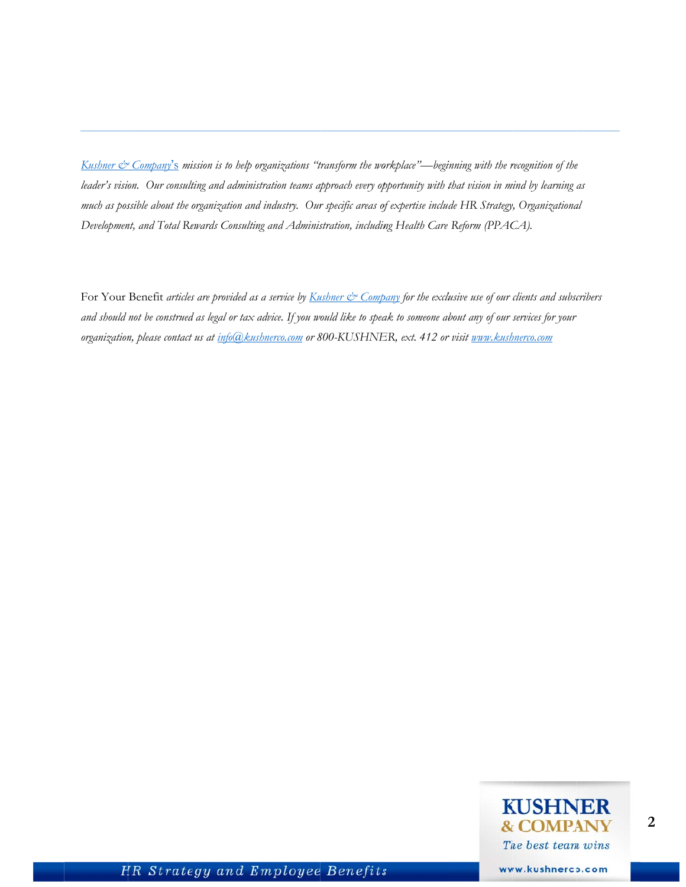---

*[Kushner & Company](http://www.kushnerco.com)'s mission is to help organizations "transform the workplace"—beginning with the recognition of the leader's vision. Our consulting and administration teams approach every opportunity with that vision in mind by learning as much as possible about the organization and industry. Our specific areas of expertise include HR Strategy, Organizational Development, and Total Rewards Consulting and Administration, including Health Care Reform (PPACA).*

For Your Benefit *articles are provided as a service by [Kushner & Company](http://www.kushnerco.com) for the exclusive use of our clients and subscribers and should not be construed as legal or tax advice. If you would like to speak to someone about any of our services for your organization, please contact us at [info@kushnerco.com](mailto:info@kushnerco.com) or 800-KUSHNER, ext. 412 or visit [www.kushnerco.com](http://www.kushnerco.com)*